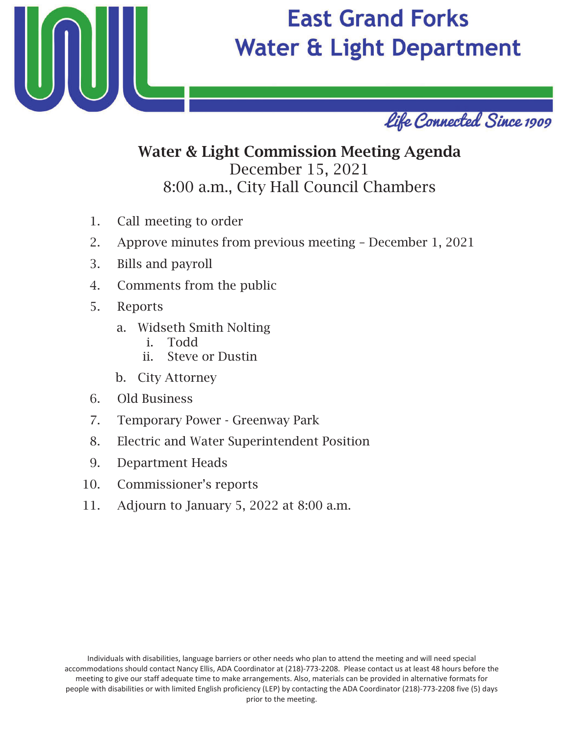# East Grand Forks Water & Light Department

*Life Connected Since 1909*

## Water & Light Commission Meeting Agenda

December 15, 2021

8:00 a.m., City Hall Council Chambers

1. Call meeting to order
2. Approve minutes from previous meeting – December 1, 2021
3. Bills and payroll
4. Comments from the public
5. Reports
   a. Widseth Smith Nolting
      i. Todd
      ii. Steve or Dustin
   b. City Attorney
6. Old Business
7. Temporary Power - Greenway Park
8. Electric and Water Superintendent Position
9. Department Heads
10. Commissioner's reports
11. Adjourn to January 5, 2022 at 8:00 a.m.

Individuals with disabilities, language barriers or other needs who plan to attend the meeting and will need special accommodations should contact Nancy Ellis, ADA Coordinator at (218)-773-2208. Please contact us at least 48 hours before the meeting to give our staff adequate time to make arrangements. Also, materials can be provided in alternative formats for people with disabilities or with limited English proficiency (LEP) by contacting the ADA Coordinator (218)-773-2208 five (5) days prior to the meeting.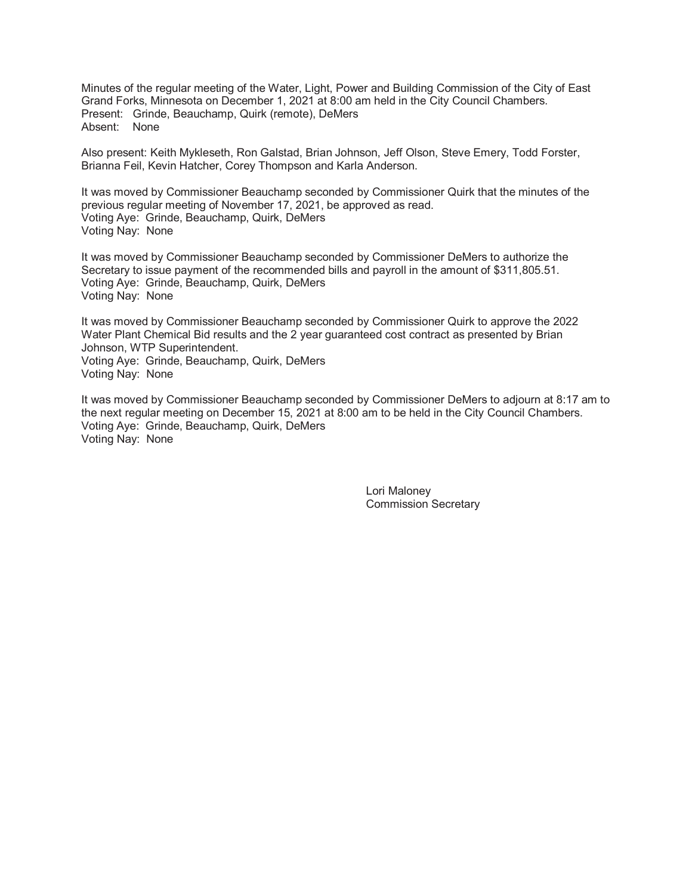Minutes of the regular meeting of the Water, Light, Power and Building Commission of the City of East Grand Forks, Minnesota on December 1, 2021 at 8:00 am held in the City Council Chambers.
Present: Grinde, Beauchamp, Quirk (remote), DeMers
Absent: None

Also present: Keith Mykleseth, Ron Galstad, Brian Johnson, Jeff Olson, Steve Emery, Todd Forster, Brianna Feil, Kevin Hatcher, Corey Thompson and Karla Anderson.

It was moved by Commissioner Beauchamp seconded by Commissioner Quirk that the minutes of the previous regular meeting of November 17, 2021, be approved as read.
Voting Aye: Grinde, Beauchamp, Quirk, DeMers
Voting Nay: None

It was moved by Commissioner Beauchamp seconded by Commissioner DeMers to authorize the Secretary to issue payment of the recommended bills and payroll in the amount of $311,805.51.
Voting Aye: Grinde, Beauchamp, Quirk, DeMers
Voting Nay: None

It was moved by Commissioner Beauchamp seconded by Commissioner Quirk to approve the 2022 Water Plant Chemical Bid results and the 2 year guaranteed cost contract as presented by Brian Johnson, WTP Superintendent.
Voting Aye: Grinde, Beauchamp, Quirk, DeMers
Voting Nay: None

It was moved by Commissioner Beauchamp seconded by Commissioner DeMers to adjourn at 8:17 am to the next regular meeting on December 15, 2021 at 8:00 am to be held in the City Council Chambers.
Voting Aye: Grinde, Beauchamp, Quirk, DeMers
Voting Nay: None

Lori Maloney
Commission Secretary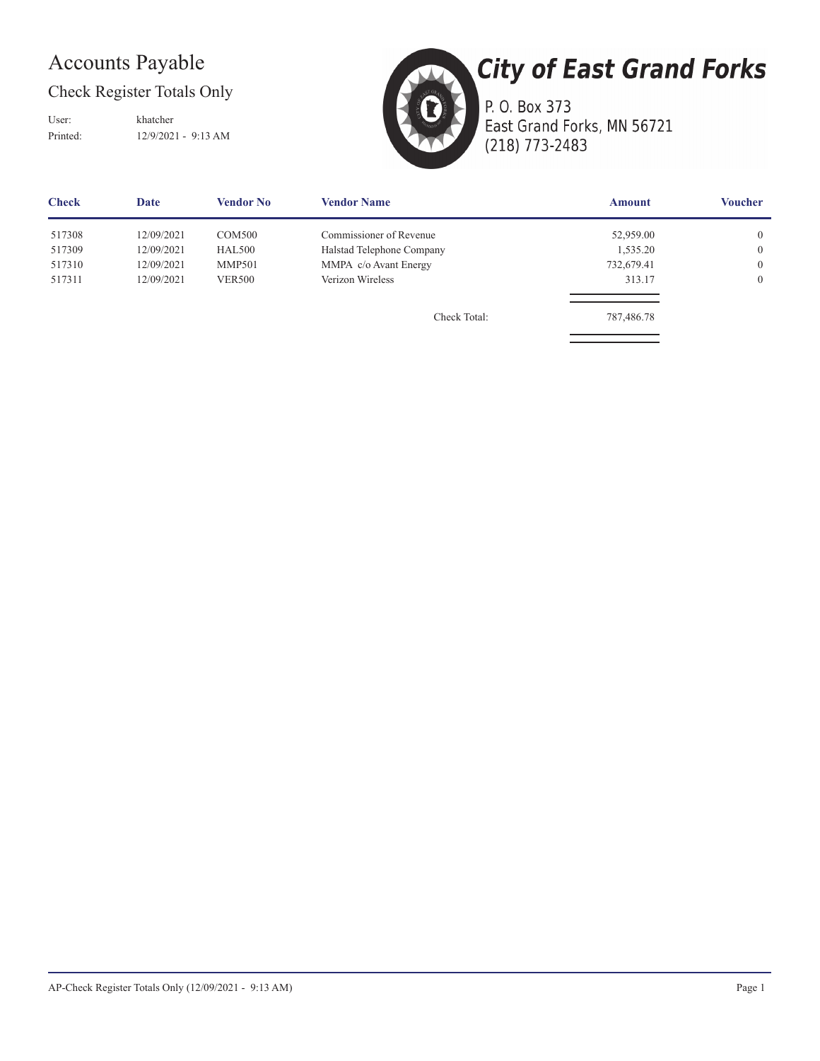# Accounts Payable

## Check Register Totals Only

User: khatcher
Printed: 12/9/2021 - 9:13 AM

**City of East Grand Forks**
P. O. Box 373
East Grand Forks, MN 56721
(218) 773-2483

| Check | Date | Vendor No | Vendor Name | Amount | Voucher |
|---|---|---|---|---|---|
| 517308 | 12/09/2021 | COM500 | Commissioner of Revenue | 52,959.00 | 0 |
| 517309 | 12/09/2021 | HAL500 | Halstad Telephone Company | 1,535.20 | 0 |
| 517310 | 12/09/2021 | MMP501 | MMPA c/o Avant Energy | 732,679.41 | 0 |
| 517311 | 12/09/2021 | VER500 | Verizon Wireless | 313.17 | 0 |
| | | | Check Total: | 787,486.78 | |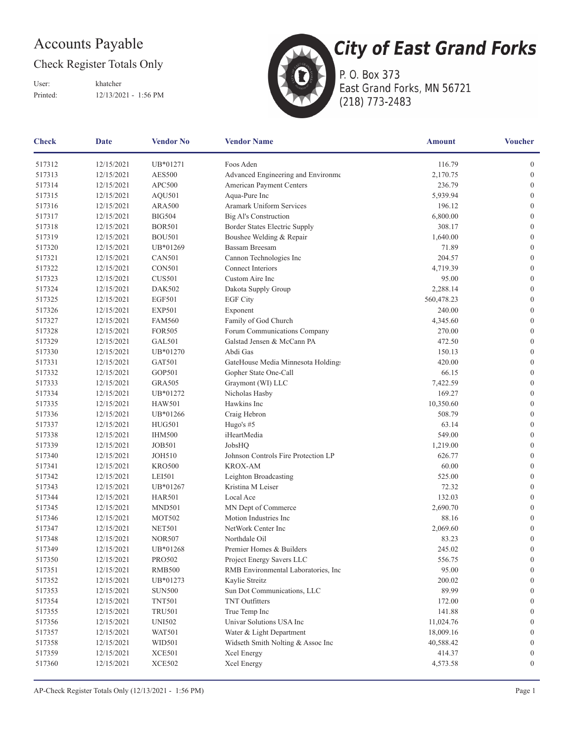# Accounts Payable

## Check Register Totals Only

User: khatcher

Printed: 12/13/2021 - 1:56 PM

**City of East Grand Forks**

P. O. Box 373

East Grand Forks, MN 56721

(218) 773-2483

| Check | Date | Vendor No | Vendor Name | Amount | Voucher |
|---|---|---|---|---|---|
| 517312 | 12/15/2021 | UB*01271 | Foos Aden | 116.79 | 0 |
| 517313 | 12/15/2021 | AES500 | Advanced Engineering and Environme | 2,170.75 | 0 |
| 517314 | 12/15/2021 | APC500 | American Payment Centers | 236.79 | 0 |
| 517315 | 12/15/2021 | AQU501 | Aqua-Pure Inc | 5,939.94 | 0 |
| 517316 | 12/15/2021 | ARA500 | Aramark Uniform Services | 196.12 | 0 |
| 517317 | 12/15/2021 | BIG504 | Big Al's Construction | 6,800.00 | 0 |
| 517318 | 12/15/2021 | BOR501 | Border States Electric Supply | 308.17 | 0 |
| 517319 | 12/15/2021 | BOU501 | Boushee Welding & Repair | 1,640.00 | 0 |
| 517320 | 12/15/2021 | UB*01269 | Bassam Breesam | 71.89 | 0 |
| 517321 | 12/15/2021 | CAN501 | Cannon Technologies Inc | 204.57 | 0 |
| 517322 | 12/15/2021 | CON501 | Connect Interiors | 4,719.39 | 0 |
| 517323 | 12/15/2021 | CUS501 | Custom Aire Inc | 95.00 | 0 |
| 517324 | 12/15/2021 | DAK502 | Dakota Supply Group | 2,288.14 | 0 |
| 517325 | 12/15/2021 | EGF501 | EGF City | 560,478.23 | 0 |
| 517326 | 12/15/2021 | EXP501 | Exponent | 240.00 | 0 |
| 517327 | 12/15/2021 | FAM560 | Family of God Church | 4,345.60 | 0 |
| 517328 | 12/15/2021 | FOR505 | Forum Communications Company | 270.00 | 0 |
| 517329 | 12/15/2021 | GAL501 | Galstad Jensen & McCann PA | 472.50 | 0 |
| 517330 | 12/15/2021 | UB*01270 | Abdi Gas | 150.13 | 0 |
| 517331 | 12/15/2021 | GAT501 | GateHouse Media Minnesota Holdings | 420.00 | 0 |
| 517332 | 12/15/2021 | GOP501 | Gopher State One-Call | 66.15 | 0 |
| 517333 | 12/15/2021 | GRA505 | Graymont (WI) LLC | 7,422.59 | 0 |
| 517334 | 12/15/2021 | UB*01272 | Nicholas Hasby | 169.27 | 0 |
| 517335 | 12/15/2021 | HAW501 | Hawkins Inc | 10,350.60 | 0 |
| 517336 | 12/15/2021 | UB*01266 | Craig Hebron | 508.79 | 0 |
| 517337 | 12/15/2021 | HUG501 | Hugo's #5 | 63.14 | 0 |
| 517338 | 12/15/2021 | IHM500 | iHeartMedia | 549.00 | 0 |
| 517339 | 12/15/2021 | JOB501 | JobsHQ | 1,219.00 | 0 |
| 517340 | 12/15/2021 | JOH510 | Johnson Controls Fire Protection LP | 626.77 | 0 |
| 517341 | 12/15/2021 | KRO500 | KROX-AM | 60.00 | 0 |
| 517342 | 12/15/2021 | LEI501 | Leighton Broadcasting | 525.00 | 0 |
| 517343 | 12/15/2021 | UB*01267 | Kristina M Leiser | 72.32 | 0 |
| 517344 | 12/15/2021 | HAR501 | Local Ace | 132.03 | 0 |
| 517345 | 12/15/2021 | MND501 | MN Dept of Commerce | 2,690.70 | 0 |
| 517346 | 12/15/2021 | MOT502 | Motion Industries Inc | 88.16 | 0 |
| 517347 | 12/15/2021 | NET501 | NetWork Center Inc | 2,069.60 | 0 |
| 517348 | 12/15/2021 | NOR507 | Northdale Oil | 83.23 | 0 |
| 517349 | 12/15/2021 | UB*01268 | Premier Homes & Builders | 245.02 | 0 |
| 517350 | 12/15/2021 | PRO502 | Project Energy Savers LLC | 556.75 | 0 |
| 517351 | 12/15/2021 | RMB500 | RMB Environmental Laboratories, Inc | 95.00 | 0 |
| 517352 | 12/15/2021 | UB*01273 | Kaylie Streitz | 200.02 | 0 |
| 517353 | 12/15/2021 | SUN500 | Sun Dot Communications, LLC | 89.99 | 0 |
| 517354 | 12/15/2021 | TNT501 | TNT Outfitters | 172.00 | 0 |
| 517355 | 12/15/2021 | TRU501 | True Temp Inc | 141.88 | 0 |
| 517356 | 12/15/2021 | UNI502 | Univar Solutions USA Inc | 11,024.76 | 0 |
| 517357 | 12/15/2021 | WAT501 | Water & Light Department | 18,009.16 | 0 |
| 517358 | 12/15/2021 | WID501 | Widseth Smith Nolting & Assoc Inc | 40,588.42 | 0 |
| 517359 | 12/15/2021 | XCE501 | Xcel Energy | 414.37 | 0 |
| 517360 | 12/15/2021 | XCE502 | Xcel Energy | 4,573.58 | 0 |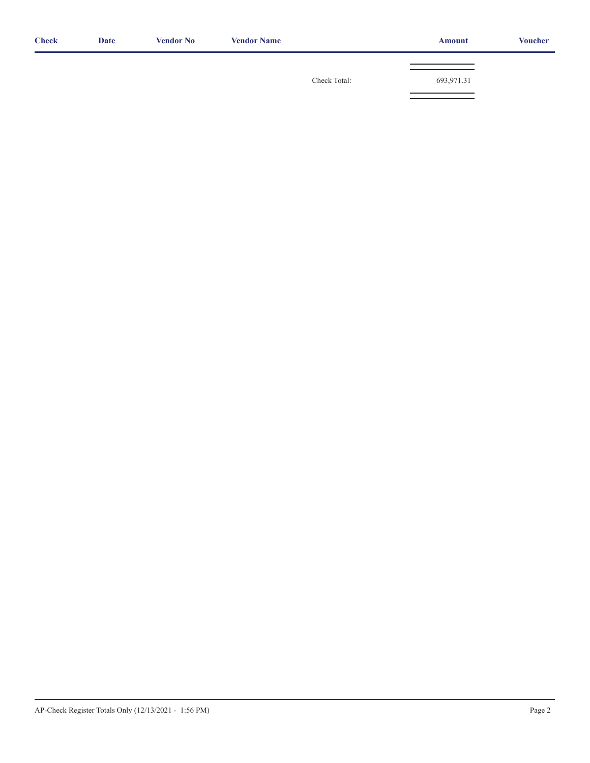| Check | Date | Vendor No | Vendor Name | | Amount | Voucher |
|---|---|---|---|---|---|---|
| | | | | Check Total: | 693,971.31 | |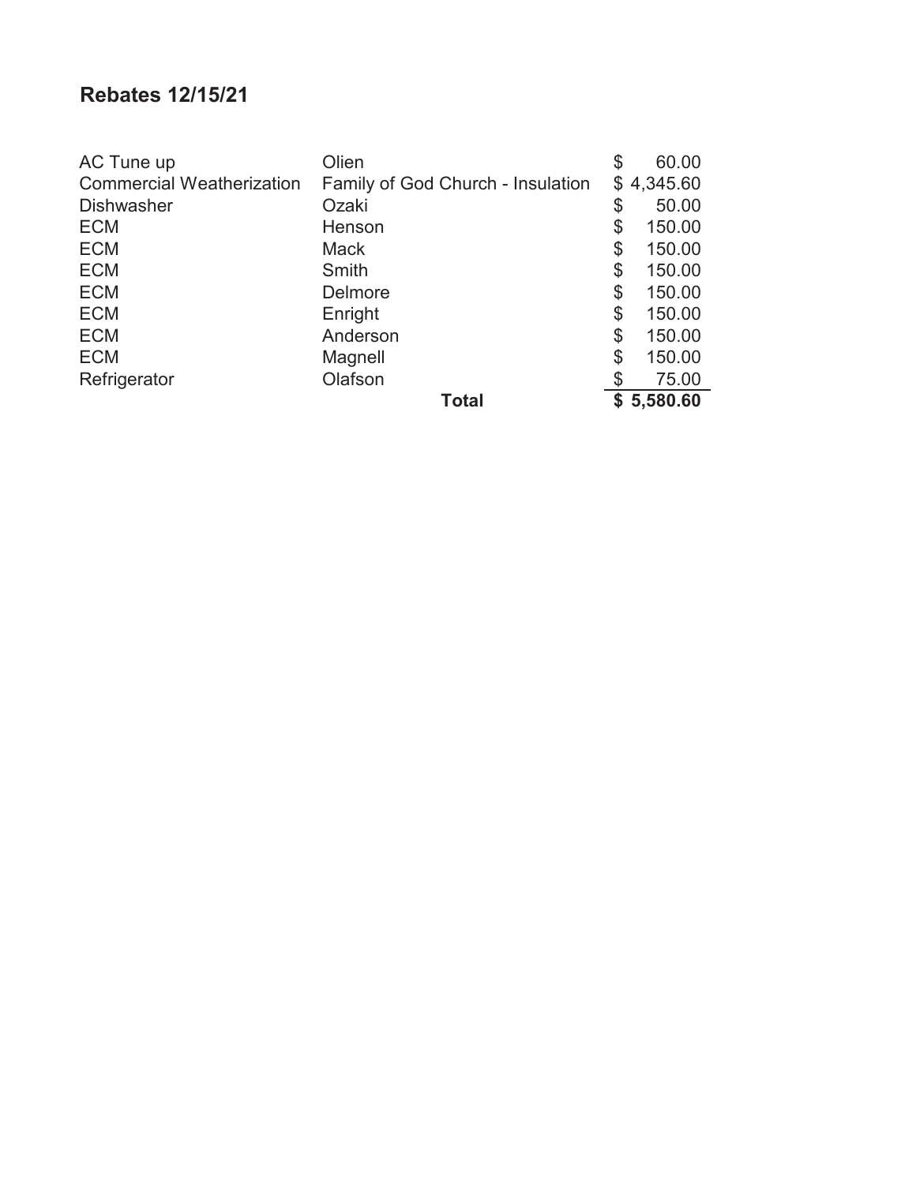## Rebates 12/15/21

| | | |
|---|---|---|
| AC Tune up | Olien | $ 60.00 |
| Commercial Weatherization | Family of God Church - Insulation | $ 4,345.60 |
| Dishwasher | Ozaki | $ 50.00 |
| ECM | Henson | $ 150.00 |
| ECM | Mack | $ 150.00 |
| ECM | Smith | $ 150.00 |
| ECM | Delmore | $ 150.00 |
| ECM | Enright | $ 150.00 |
| ECM | Anderson | $ 150.00 |
| ECM | Magnell | $ 150.00 |
| Refrigerator | Olafson | $ 75.00 |
| | **Total** | **$ 5,580.60** |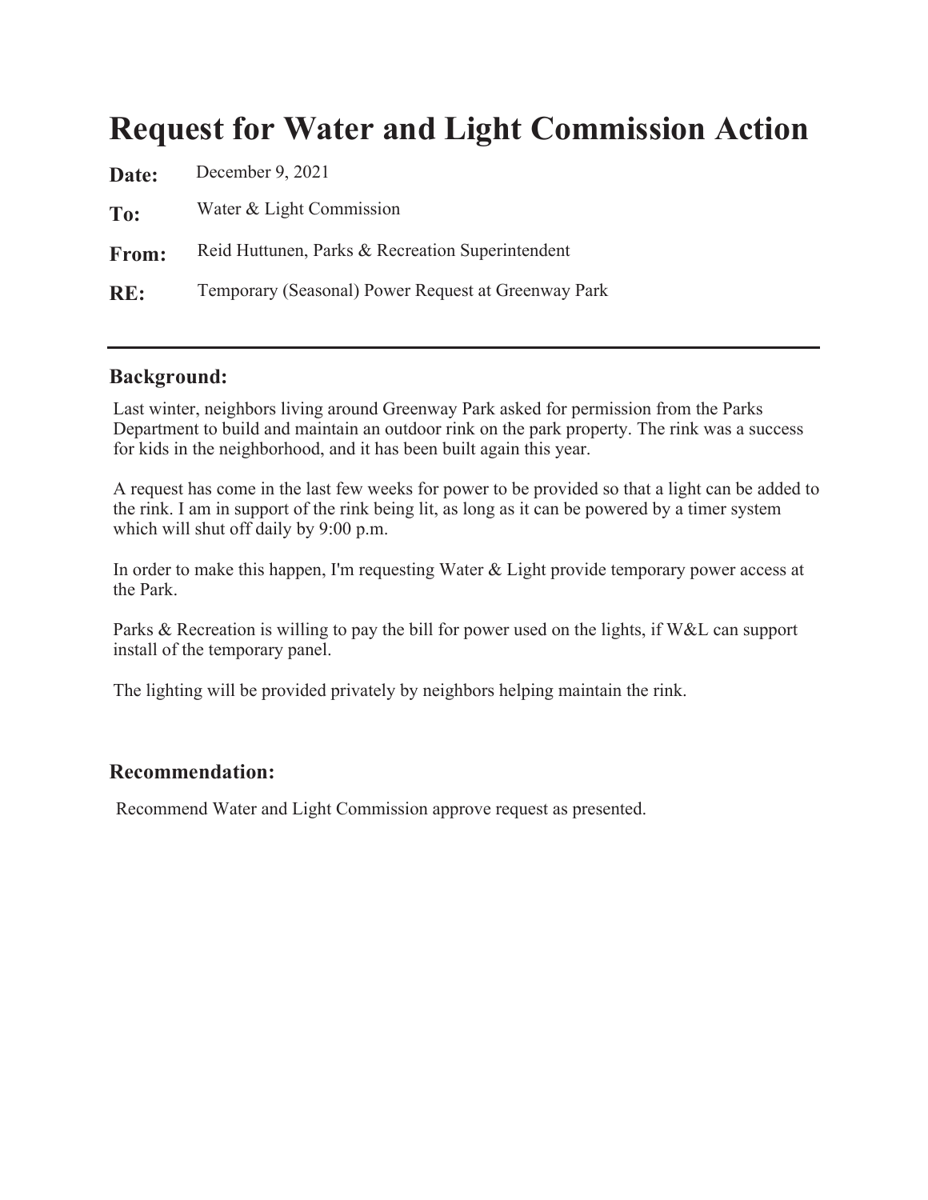# Request for Water and Light Commission Action

**Date:** December 9, 2021

**To:** Water & Light Commission

**From:** Reid Huttunen, Parks & Recreation Superintendent

**RE:** Temporary (Seasonal) Power Request at Greenway Park

---

## Background:

Last winter, neighbors living around Greenway Park asked for permission from the Parks Department to build and maintain an outdoor rink on the park property. The rink was a success for kids in the neighborhood, and it has been built again this year.

A request has come in the last few weeks for power to be provided so that a light can be added to the rink. I am in support of the rink being lit, as long as it can be powered by a timer system which will shut off daily by 9:00 p.m.

In order to make this happen, I'm requesting Water & Light provide temporary power access at the Park.

Parks & Recreation is willing to pay the bill for power used on the lights, if W&L can support install of the temporary panel.

The lighting will be provided privately by neighbors helping maintain the rink.

## Recommendation:

Recommend Water and Light Commission approve request as presented.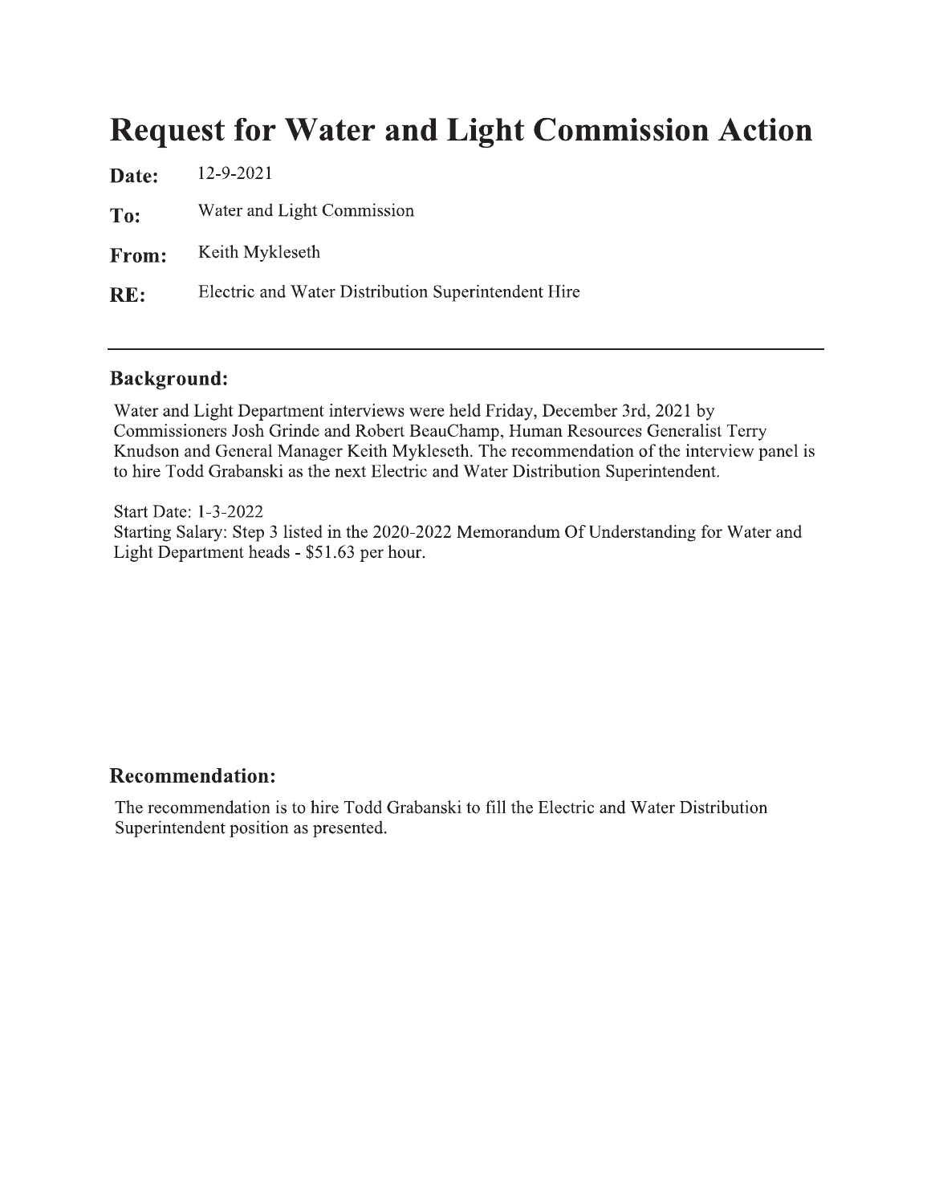# Request for Water and Light Commission Action

**Date:** 12-9-2021

**To:** Water and Light Commission

**From:** Keith Mykleseth

**RE:** Electric and Water Distribution Superintendent Hire

---

## Background:

Water and Light Department interviews were held Friday, December 3rd, 2021 by Commissioners Josh Grinde and Robert BeauChamp, Human Resources Generalist Terry Knudson and General Manager Keith Mykleseth. The recommendation of the interview panel is to hire Todd Grabanski as the next Electric and Water Distribution Superintendent.

Start Date: 1-3-2022
Starting Salary: Step 3 listed in the 2020-2022 Memorandum Of Understanding for Water and Light Department heads - $51.63 per hour.

## Recommendation:

The recommendation is to hire Todd Grabanski to fill the Electric and Water Distribution Superintendent position as presented.